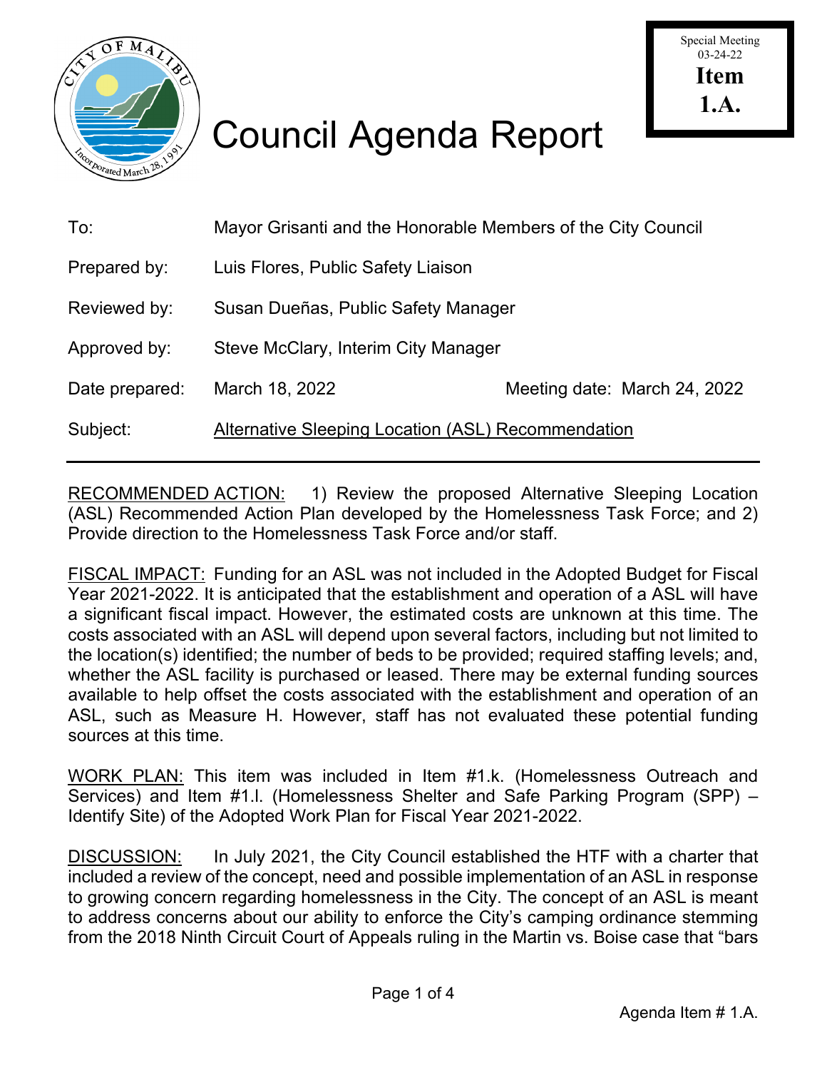Special Meeting
03-24-22
**Item 1.A.**

# Council Agenda Report

| | | |
|---|---|---|
| To: | Mayor Grisanti and the Honorable Members of the City Council | |
| Prepared by: | Luis Flores, Public Safety Liaison | |
| Reviewed by: | Susan Dueñas, Public Safety Manager | |
| Approved by: | Steve McClary, Interim City Manager | |
| Date prepared: | March 18, 2022 | Meeting date: March 24, 2022 |
| Subject: | Alternative Sleeping Location (ASL) Recommendation | |

RECOMMENDED ACTION: 1) Review the proposed Alternative Sleeping Location (ASL) Recommended Action Plan developed by the Homelessness Task Force; and 2) Provide direction to the Homelessness Task Force and/or staff.

FISCAL IMPACT: Funding for an ASL was not included in the Adopted Budget for Fiscal Year 2021-2022. It is anticipated that the establishment and operation of a ASL will have a significant fiscal impact. However, the estimated costs are unknown at this time. The costs associated with an ASL will depend upon several factors, including but not limited to the location(s) identified; the number of beds to be provided; required staffing levels; and, whether the ASL facility is purchased or leased. There may be external funding sources available to help offset the costs associated with the establishment and operation of an ASL, such as Measure H. However, staff has not evaluated these potential funding sources at this time.

WORK PLAN: This item was included in Item #1.k. (Homelessness Outreach and Services) and Item #1.l. (Homelessness Shelter and Safe Parking Program (SPP) – Identify Site) of the Adopted Work Plan for Fiscal Year 2021-2022.

DISCUSSION: In July 2021, the City Council established the HTF with a charter that included a review of the concept, need and possible implementation of an ASL in response to growing concern regarding homelessness in the City. The concept of an ASL is meant to address concerns about our ability to enforce the City's camping ordinance stemming from the 2018 Ninth Circuit Court of Appeals ruling in the Martin vs. Boise case that "bars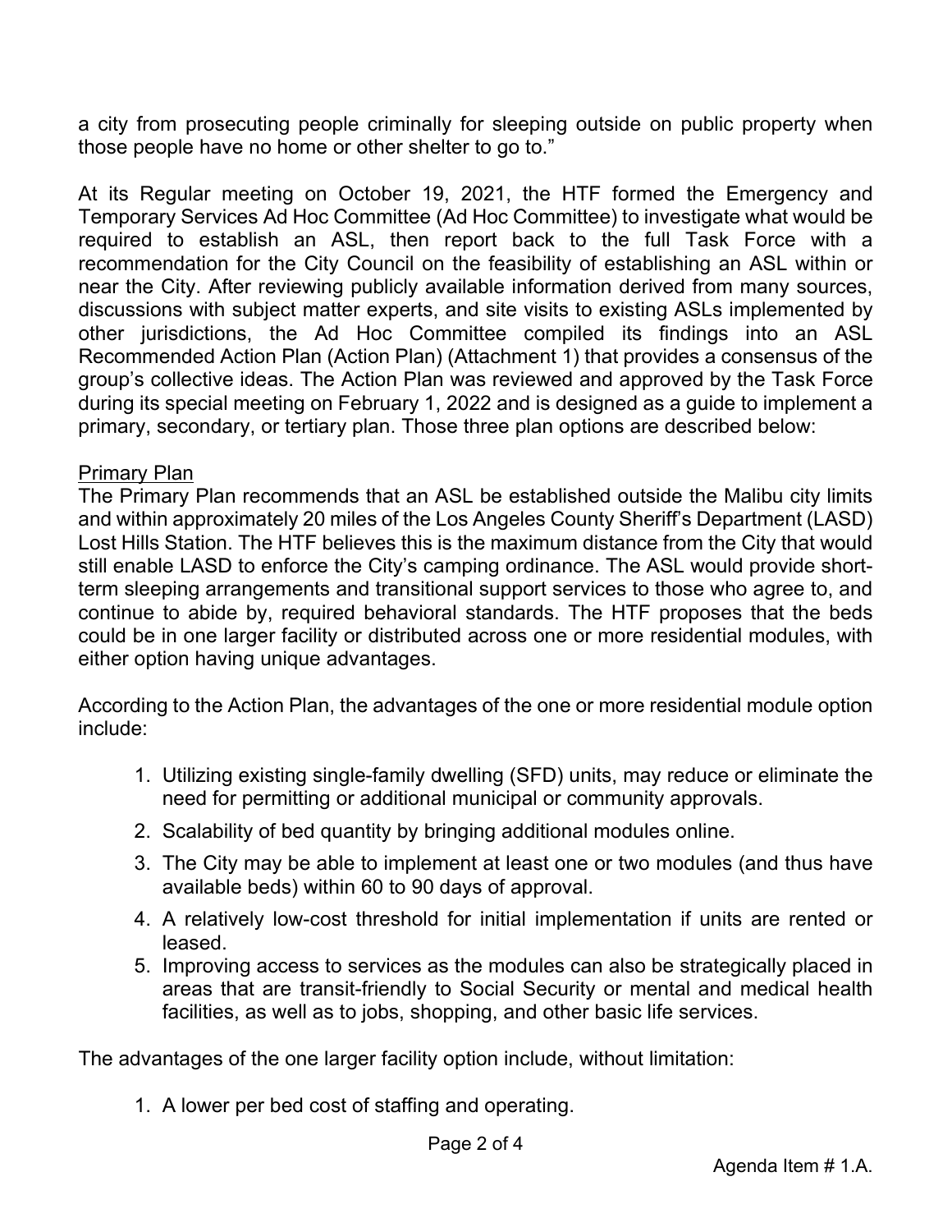a city from prosecuting people criminally for sleeping outside on public property when those people have no home or other shelter to go to."

At its Regular meeting on October 19, 2021, the HTF formed the Emergency and Temporary Services Ad Hoc Committee (Ad Hoc Committee) to investigate what would be required to establish an ASL, then report back to the full Task Force with a recommendation for the City Council on the feasibility of establishing an ASL within or near the City. After reviewing publicly available information derived from many sources, discussions with subject matter experts, and site visits to existing ASLs implemented by other jurisdictions, the Ad Hoc Committee compiled its findings into an ASL Recommended Action Plan (Action Plan) (Attachment 1) that provides a consensus of the group's collective ideas. The Action Plan was reviewed and approved by the Task Force during its special meeting on February 1, 2022 and is designed as a guide to implement a primary, secondary, or tertiary plan. Those three plan options are described below:

<u>Primary Plan</u>

The Primary Plan recommends that an ASL be established outside the Malibu city limits and within approximately 20 miles of the Los Angeles County Sheriff's Department (LASD) Lost Hills Station. The HTF believes this is the maximum distance from the City that would still enable LASD to enforce the City's camping ordinance. The ASL would provide short-term sleeping arrangements and transitional support services to those who agree to, and continue to abide by, required behavioral standards. The HTF proposes that the beds could be in one larger facility or distributed across one or more residential modules, with either option having unique advantages.

According to the Action Plan, the advantages of the one or more residential module option include:

1. Utilizing existing single-family dwelling (SFD) units, may reduce or eliminate the need for permitting or additional municipal or community approvals.
2. Scalability of bed quantity by bringing additional modules online.
3. The City may be able to implement at least one or two modules (and thus have available beds) within 60 to 90 days of approval.
4. A relatively low-cost threshold for initial implementation if units are rented or leased.
5. Improving access to services as the modules can also be strategically placed in areas that are transit-friendly to Social Security or mental and medical health facilities, as well as to jobs, shopping, and other basic life services.

The advantages of the one larger facility option include, without limitation:

1. A lower per bed cost of staffing and operating.

Agenda Item # 1.A.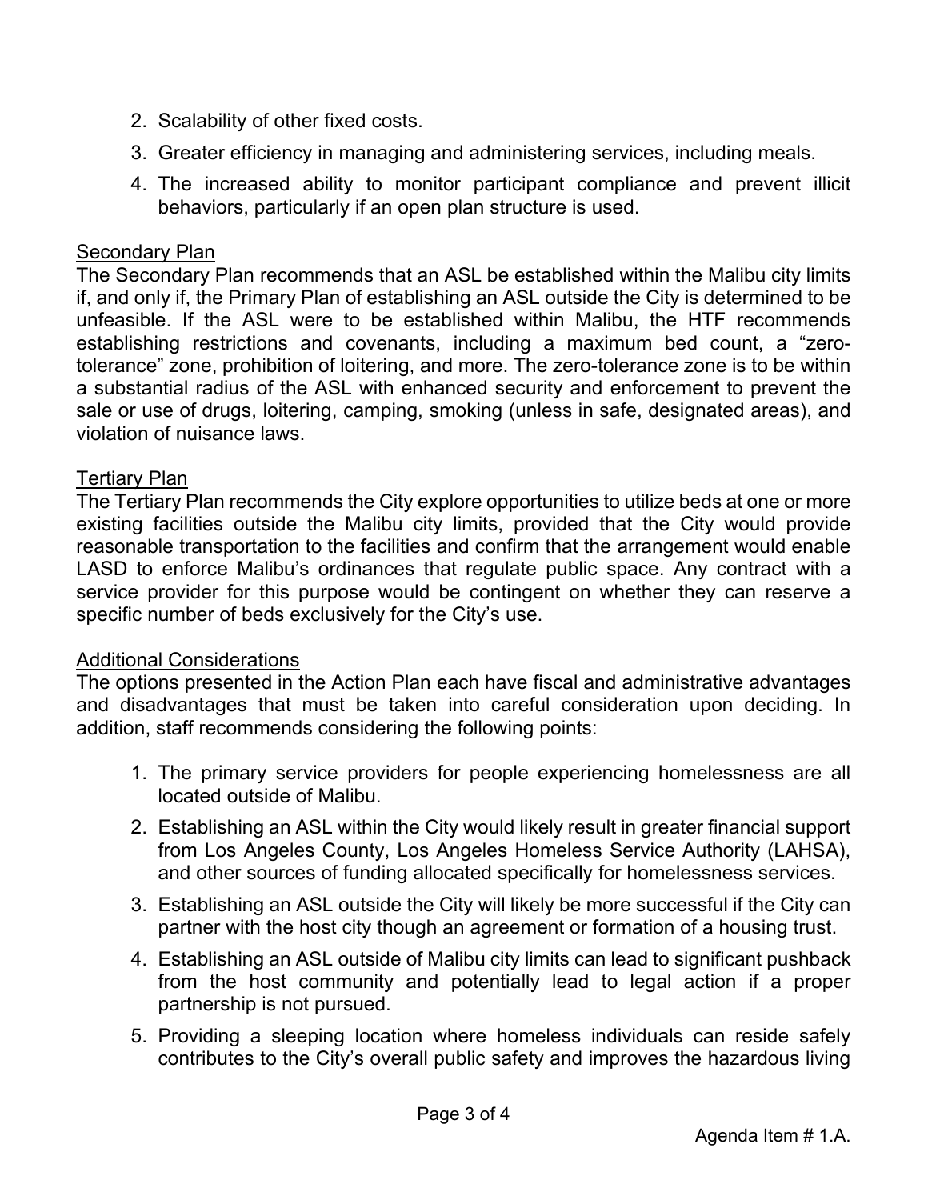2. Scalability of other fixed costs.
3. Greater efficiency in managing and administering services, including meals.
4. The increased ability to monitor participant compliance and prevent illicit behaviors, particularly if an open plan structure is used.

<u>Secondary Plan</u>

The Secondary Plan recommends that an ASL be established within the Malibu city limits if, and only if, the Primary Plan of establishing an ASL outside the City is determined to be unfeasible. If the ASL were to be established within Malibu, the HTF recommends establishing restrictions and covenants, including a maximum bed count, a "zero-tolerance" zone, prohibition of loitering, and more. The zero-tolerance zone is to be within a substantial radius of the ASL with enhanced security and enforcement to prevent the sale or use of drugs, loitering, camping, smoking (unless in safe, designated areas), and violation of nuisance laws.

<u>Tertiary Plan</u>

The Tertiary Plan recommends the City explore opportunities to utilize beds at one or more existing facilities outside the Malibu city limits, provided that the City would provide reasonable transportation to the facilities and confirm that the arrangement would enable LASD to enforce Malibu's ordinances that regulate public space. Any contract with a service provider for this purpose would be contingent on whether they can reserve a specific number of beds exclusively for the City's use.

<u>Additional Considerations</u>

The options presented in the Action Plan each have fiscal and administrative advantages and disadvantages that must be taken into careful consideration upon deciding. In addition, staff recommends considering the following points:

1. The primary service providers for people experiencing homelessness are all located outside of Malibu.
2. Establishing an ASL within the City would likely result in greater financial support from Los Angeles County, Los Angeles Homeless Service Authority (LAHSA), and other sources of funding allocated specifically for homelessness services.
3. Establishing an ASL outside the City will likely be more successful if the City can partner with the host city though an agreement or formation of a housing trust.
4. Establishing an ASL outside of Malibu city limits can lead to significant pushback from the host community and potentially lead to legal action if a proper partnership is not pursued.
5. Providing a sleeping location where homeless individuals can reside safely contributes to the City's overall public safety and improves the hazardous living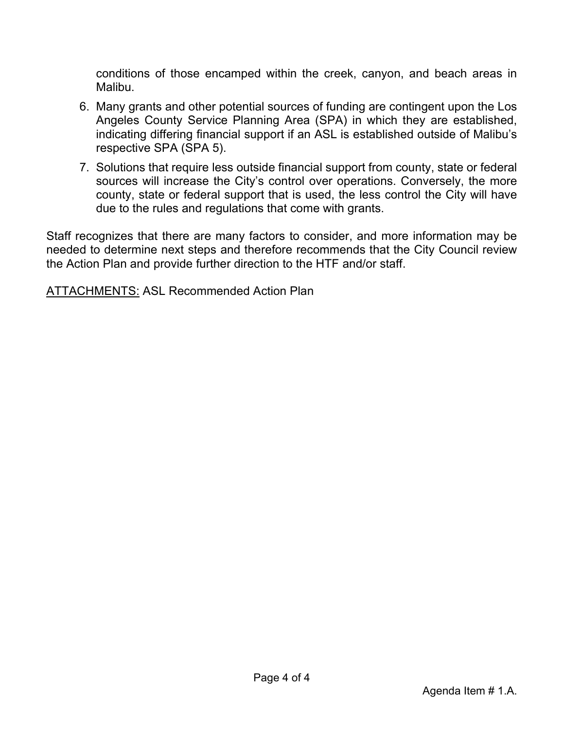conditions of those encamped within the creek, canyon, and beach areas in Malibu.

6. Many grants and other potential sources of funding are contingent upon the Los Angeles County Service Planning Area (SPA) in which they are established, indicating differing financial support if an ASL is established outside of Malibu's respective SPA (SPA 5).
7. Solutions that require less outside financial support from county, state or federal sources will increase the City's control over operations. Conversely, the more county, state or federal support that is used, the less control the City will have due to the rules and regulations that come with grants.

Staff recognizes that there are many factors to consider, and more information may be needed to determine next steps and therefore recommends that the City Council review the Action Plan and provide further direction to the HTF and/or staff.

ATTACHMENTS: ASL Recommended Action Plan

Agenda Item # 1.A.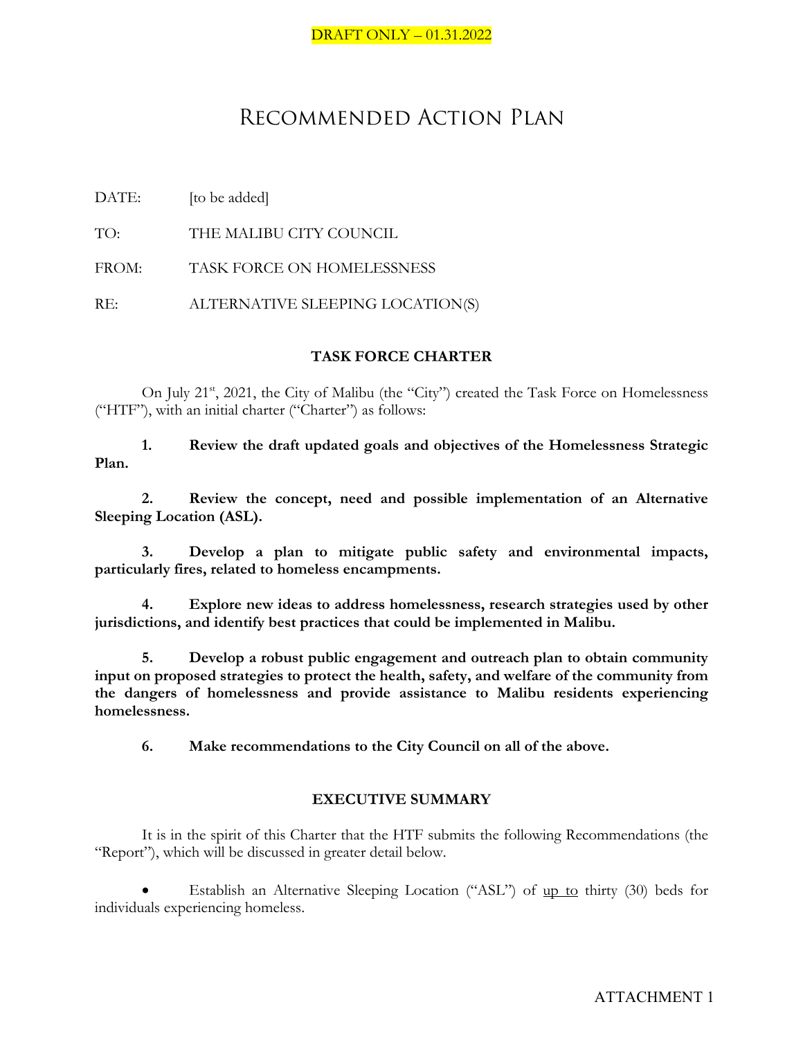DRAFT ONLY – 01.31.2022

# Recommended Action Plan

DATE: [to be added]

TO: THE MALIBU CITY COUNCIL

FROM: TASK FORCE ON HOMELESSNESS

RE: ALTERNATIVE SLEEPING LOCATION(S)

## TASK FORCE CHARTER

On July 21st, 2021, the City of Malibu (the "City") created the Task Force on Homelessness ("HTF"), with an initial charter ("Charter") as follows:

**1. Review the draft updated goals and objectives of the Homelessness Strategic Plan.**

**2. Review the concept, need and possible implementation of an Alternative Sleeping Location (ASL).**

**3. Develop a plan to mitigate public safety and environmental impacts, particularly fires, related to homeless encampments.**

**4. Explore new ideas to address homelessness, research strategies used by other jurisdictions, and identify best practices that could be implemented in Malibu.**

**5. Develop a robust public engagement and outreach plan to obtain community input on proposed strategies to protect the health, safety, and welfare of the community from the dangers of homelessness and provide assistance to Malibu residents experiencing homelessness.**

**6. Make recommendations to the City Council on all of the above.**

## EXECUTIVE SUMMARY

It is in the spirit of this Charter that the HTF submits the following Recommendations (the "Report"), which will be discussed in greater detail below.

- Establish an Alternative Sleeping Location ("ASL") of up to thirty (30) beds for individuals experiencing homeless.

ATTACHMENT 1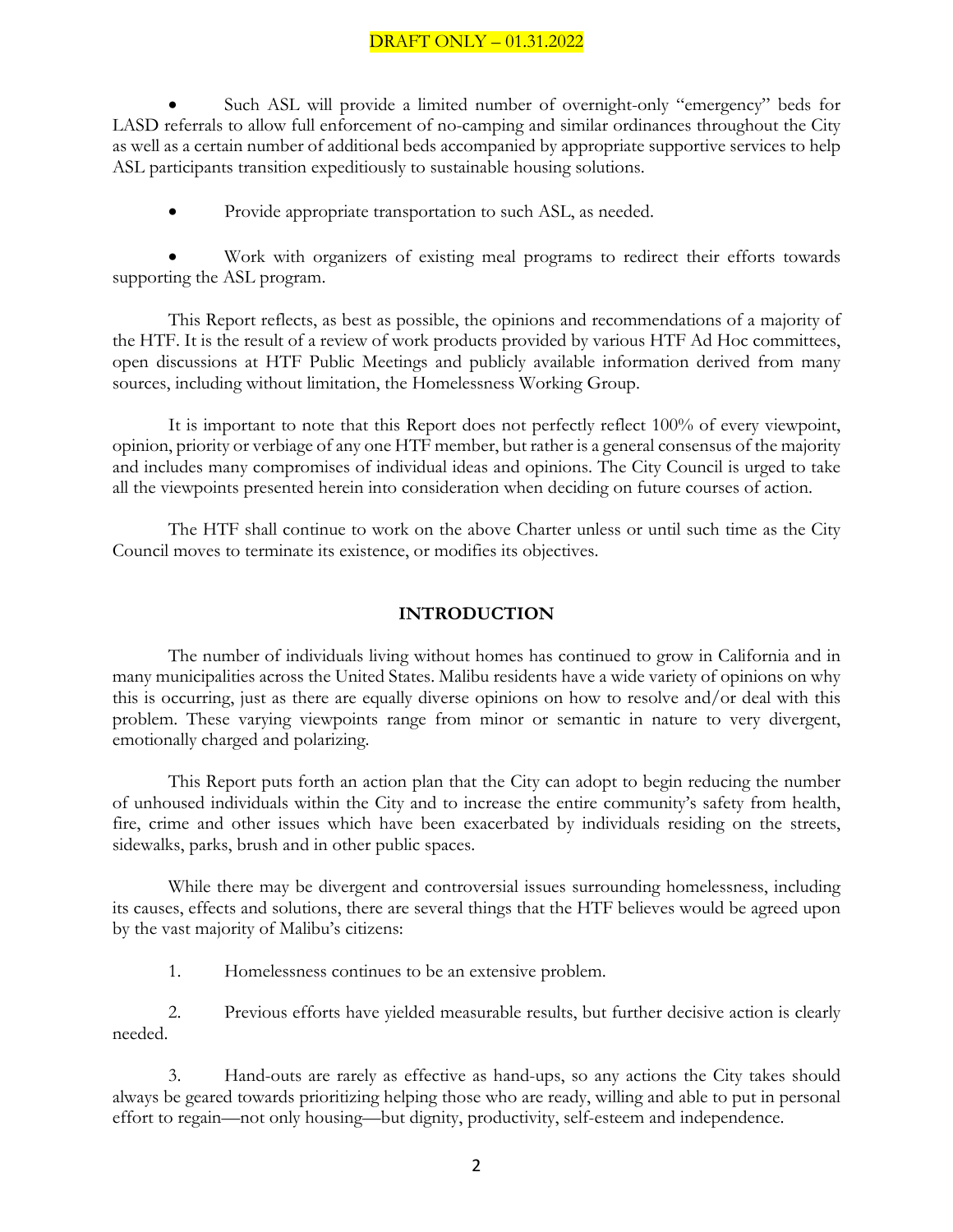- Such ASL will provide a limited number of overnight-only "emergency" beds for LASD referrals to allow full enforcement of no-camping and similar ordinances throughout the City as well as a certain number of additional beds accompanied by appropriate supportive services to help ASL participants transition expeditiously to sustainable housing solutions.

- Provide appropriate transportation to such ASL, as needed.

- Work with organizers of existing meal programs to redirect their efforts towards supporting the ASL program.

This Report reflects, as best as possible, the opinions and recommendations of a majority of the HTF. It is the result of a review of work products provided by various HTF Ad Hoc committees, open discussions at HTF Public Meetings and publicly available information derived from many sources, including without limitation, the Homelessness Working Group.

It is important to note that this Report does not perfectly reflect 100% of every viewpoint, opinion, priority or verbiage of any one HTF member, but rather is a general consensus of the majority and includes many compromises of individual ideas and opinions. The City Council is urged to take all the viewpoints presented herein into consideration when deciding on future courses of action.

The HTF shall continue to work on the above Charter unless or until such time as the City Council moves to terminate its existence, or modifies its objectives.

## INTRODUCTION

The number of individuals living without homes has continued to grow in California and in many municipalities across the United States. Malibu residents have a wide variety of opinions on why this is occurring, just as there are equally diverse opinions on how to resolve and/or deal with this problem. These varying viewpoints range from minor or semantic in nature to very divergent, emotionally charged and polarizing.

This Report puts forth an action plan that the City can adopt to begin reducing the number of unhoused individuals within the City and to increase the entire community's safety from health, fire, crime and other issues which have been exacerbated by individuals residing on the streets, sidewalks, parks, brush and in other public spaces.

While there may be divergent and controversial issues surrounding homelessness, including its causes, effects and solutions, there are several things that the HTF believes would be agreed upon by the vast majority of Malibu's citizens:

1. Homelessness continues to be an extensive problem.

2. Previous efforts have yielded measurable results, but further decisive action is clearly needed.

3. Hand-outs are rarely as effective as hand-ups, so any actions the City takes should always be geared towards prioritizing helping those who are ready, willing and able to put in personal effort to regain—not only housing—but dignity, productivity, self-esteem and independence.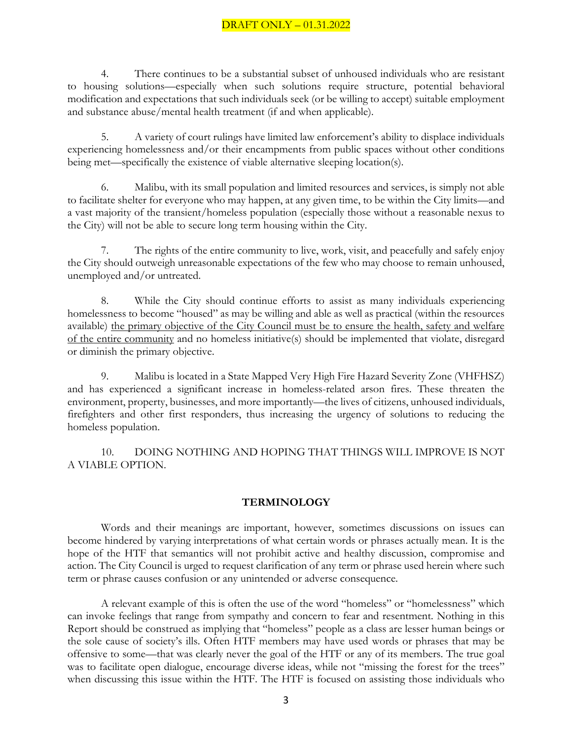DRAFT ONLY – 01.31.2022

4. There continues to be a substantial subset of unhoused individuals who are resistant to housing solutions—especially when such solutions require structure, potential behavioral modification and expectations that such individuals seek (or be willing to accept) suitable employment and substance abuse/mental health treatment (if and when applicable).

5. A variety of court rulings have limited law enforcement's ability to displace individuals experiencing homelessness and/or their encampments from public spaces without other conditions being met—specifically the existence of viable alternative sleeping location(s).

6. Malibu, with its small population and limited resources and services, is simply not able to facilitate shelter for everyone who may happen, at any given time, to be within the City limits—and a vast majority of the transient/homeless population (especially those without a reasonable nexus to the City) will not be able to secure long term housing within the City.

7. The rights of the entire community to live, work, visit, and peacefully and safely enjoy the City should outweigh unreasonable expectations of the few who may choose to remain unhoused, unemployed and/or untreated.

8. While the City should continue efforts to assist as many individuals experiencing homelessness to become "housed" as may be willing and able as well as practical (within the resources available) <u>the primary objective of the City Council must be to ensure the health, safety and welfare of the entire community</u> and no homeless initiative(s) should be implemented that violate, disregard or diminish the primary objective.

9. Malibu is located in a State Mapped Very High Fire Hazard Severity Zone (VHFHSZ) and has experienced a significant increase in homeless-related arson fires. These threaten the environment, property, businesses, and more importantly—the lives of citizens, unhoused individuals, firefighters and other first responders, thus increasing the urgency of solutions to reducing the homeless population.

10. DOING NOTHING AND HOPING THAT THINGS WILL IMPROVE IS NOT A VIABLE OPTION.

## TERMINOLOGY

Words and their meanings are important, however, sometimes discussions on issues can become hindered by varying interpretations of what certain words or phrases actually mean. It is the hope of the HTF that semantics will not prohibit active and healthy discussion, compromise and action. The City Council is urged to request clarification of any term or phrase used herein where such term or phrase causes confusion or any unintended or adverse consequence.

A relevant example of this is often the use of the word "homeless" or "homelessness" which can invoke feelings that range from sympathy and concern to fear and resentment. Nothing in this Report should be construed as implying that "homeless" people as a class are lesser human beings or the sole cause of society's ills. Often HTF members may have used words or phrases that may be offensive to some—that was clearly never the goal of the HTF or any of its members. The true goal was to facilitate open dialogue, encourage diverse ideas, while not "missing the forest for the trees" when discussing this issue within the HTF. The HTF is focused on assisting those individuals who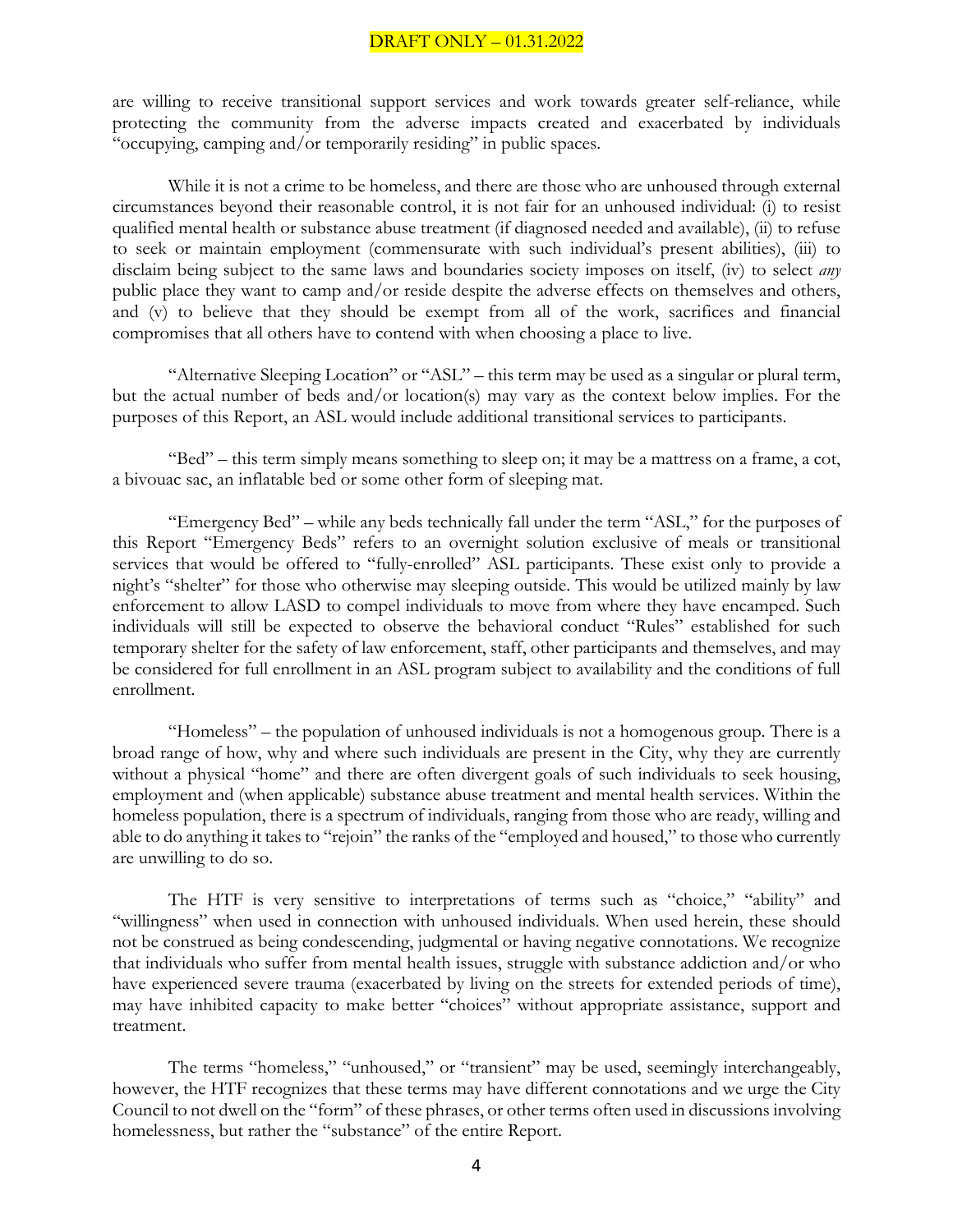are willing to receive transitional support services and work towards greater self-reliance, while protecting the community from the adverse impacts created and exacerbated by individuals "occupying, camping and/or temporarily residing" in public spaces.

While it is not a crime to be homeless, and there are those who are unhoused through external circumstances beyond their reasonable control, it is not fair for an unhoused individual: (i) to resist qualified mental health or substance abuse treatment (if diagnosed needed and available), (ii) to refuse to seek or maintain employment (commensurate with such individual's present abilities), (iii) to disclaim being subject to the same laws and boundaries society imposes on itself, (iv) to select *any* public place they want to camp and/or reside despite the adverse effects on themselves and others, and (v) to believe that they should be exempt from all of the work, sacrifices and financial compromises that all others have to contend with when choosing a place to live.

"Alternative Sleeping Location" or "ASL" – this term may be used as a singular or plural term, but the actual number of beds and/or location(s) may vary as the context below implies. For the purposes of this Report, an ASL would include additional transitional services to participants.

"Bed" – this term simply means something to sleep on; it may be a mattress on a frame, a cot, a bivouac sac, an inflatable bed or some other form of sleeping mat.

"Emergency Bed" – while any beds technically fall under the term "ASL," for the purposes of this Report "Emergency Beds" refers to an overnight solution exclusive of meals or transitional services that would be offered to "fully-enrolled" ASL participants. These exist only to provide a night's "shelter" for those who otherwise may sleeping outside. This would be utilized mainly by law enforcement to allow LASD to compel individuals to move from where they have encamped. Such individuals will still be expected to observe the behavioral conduct "Rules" established for such temporary shelter for the safety of law enforcement, staff, other participants and themselves, and may be considered for full enrollment in an ASL program subject to availability and the conditions of full enrollment.

"Homeless" – the population of unhoused individuals is not a homogenous group. There is a broad range of how, why and where such individuals are present in the City, why they are currently without a physical "home" and there are often divergent goals of such individuals to seek housing, employment and (when applicable) substance abuse treatment and mental health services. Within the homeless population, there is a spectrum of individuals, ranging from those who are ready, willing and able to do anything it takes to "rejoin" the ranks of the "employed and housed," to those who currently are unwilling to do so.

The HTF is very sensitive to interpretations of terms such as "choice," "ability" and "willingness" when used in connection with unhoused individuals. When used herein, these should not be construed as being condescending, judgmental or having negative connotations. We recognize that individuals who suffer from mental health issues, struggle with substance addiction and/or who have experienced severe trauma (exacerbated by living on the streets for extended periods of time), may have inhibited capacity to make better "choices" without appropriate assistance, support and treatment.

The terms "homeless," "unhoused," or "transient" may be used, seemingly interchangeably, however, the HTF recognizes that these terms may have different connotations and we urge the City Council to not dwell on the "form" of these phrases, or other terms often used in discussions involving homelessness, but rather the "substance" of the entire Report.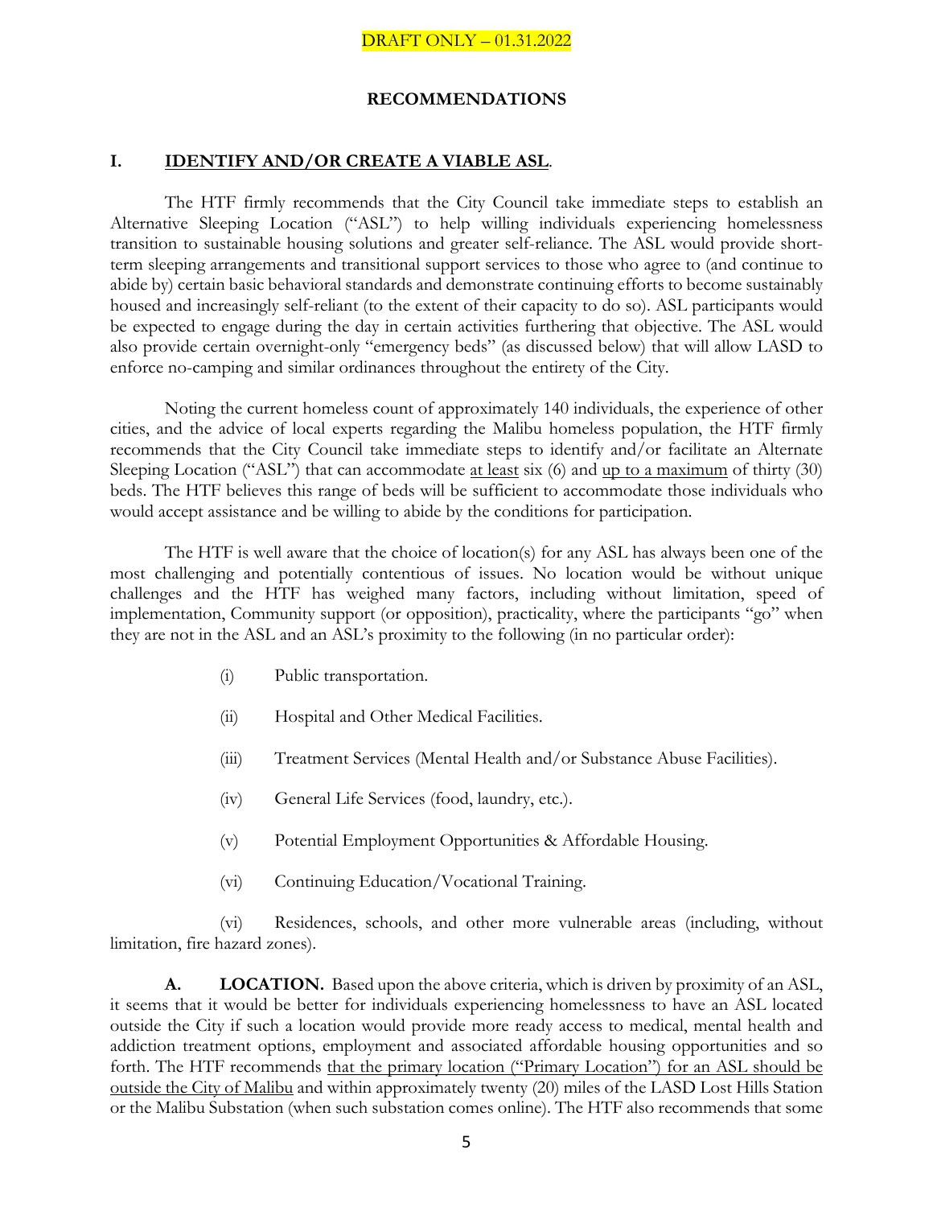DRAFT ONLY – 01.31.2022

## RECOMMENDATIONS

### I. IDENTIFY AND/OR CREATE A VIABLE ASL.

The HTF firmly recommends that the City Council take immediate steps to establish an Alternative Sleeping Location ("ASL") to help willing individuals experiencing homelessness transition to sustainable housing solutions and greater self-reliance. The ASL would provide short-term sleeping arrangements and transitional support services to those who agree to (and continue to abide by) certain basic behavioral standards and demonstrate continuing efforts to become sustainably housed and increasingly self-reliant (to the extent of their capacity to do so). ASL participants would be expected to engage during the day in certain activities furthering that objective. The ASL would also provide certain overnight-only "emergency beds" (as discussed below) that will allow LASD to enforce no-camping and similar ordinances throughout the entirety of the City.

Noting the current homeless count of approximately 140 individuals, the experience of other cities, and the advice of local experts regarding the Malibu homeless population, the HTF firmly recommends that the City Council take immediate steps to identify and/or facilitate an Alternate Sleeping Location ("ASL") that can accommodate <u>at least</u> six (6) and <u>up to a maximum</u> of thirty (30) beds. The HTF believes this range of beds will be sufficient to accommodate those individuals who would accept assistance and be willing to abide by the conditions for participation.

The HTF is well aware that the choice of location(s) for any ASL has always been one of the most challenging and potentially contentious of issues. No location would be without unique challenges and the HTF has weighed many factors, including without limitation, speed of implementation, Community support (or opposition), practicality, where the participants "go" when they are not in the ASL and an ASL's proximity to the following (in no particular order):

(i) Public transportation.

(ii) Hospital and Other Medical Facilities.

(iii) Treatment Services (Mental Health and/or Substance Abuse Facilities).

(iv) General Life Services (food, laundry, etc.).

(v) Potential Employment Opportunities & Affordable Housing.

(vi) Continuing Education/Vocational Training.

(vi) Residences, schools, and other more vulnerable areas (including, without limitation, fire hazard zones).

**A. LOCATION.** Based upon the above criteria, which is driven by proximity of an ASL, it seems that it would be better for individuals experiencing homelessness to have an ASL located outside the City if such a location would provide more ready access to medical, mental health and addiction treatment options, employment and associated affordable housing opportunities and so forth. The HTF recommends <u>that the primary location ("Primary Location") for an ASL should be outside the City of Malibu</u> and within approximately twenty (20) miles of the LASD Lost Hills Station or the Malibu Substation (when such substation comes online). The HTF also recommends that some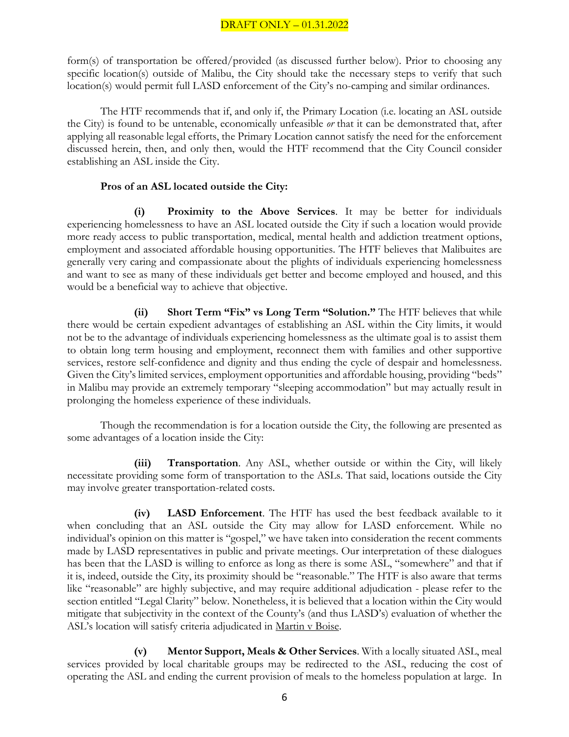form(s) of transportation be offered/provided (as discussed further below). Prior to choosing any specific location(s) outside of Malibu, the City should take the necessary steps to verify that such location(s) would permit full LASD enforcement of the City's no-camping and similar ordinances.

The HTF recommends that if, and only if, the Primary Location (i.e. locating an ASL outside the City) is found to be untenable, economically unfeasible *or* that it can be demonstrated that, after applying all reasonable legal efforts, the Primary Location cannot satisfy the need for the enforcement discussed herein, then, and only then, would the HTF recommend that the City Council consider establishing an ASL inside the City.

**Pros of an ASL located outside the City:**

**(i) Proximity to the Above Services**. It may be better for individuals experiencing homelessness to have an ASL located outside the City if such a location would provide more ready access to public transportation, medical, mental health and addiction treatment options, employment and associated affordable housing opportunities. The HTF believes that Malibuites are generally very caring and compassionate about the plights of individuals experiencing homelessness and want to see as many of these individuals get better and become employed and housed, and this would be a beneficial way to achieve that objective.

**(ii) Short Term "Fix" vs Long Term "Solution."** The HTF believes that while there would be certain expedient advantages of establishing an ASL within the City limits, it would not be to the advantage of individuals experiencing homelessness as the ultimate goal is to assist them to obtain long term housing and employment, reconnect them with families and other supportive services, restore self-confidence and dignity and thus ending the cycle of despair and homelessness. Given the City's limited services, employment opportunities and affordable housing, providing "beds" in Malibu may provide an extremely temporary "sleeping accommodation" but may actually result in prolonging the homeless experience of these individuals.

Though the recommendation is for a location outside the City, the following are presented as some advantages of a location inside the City:

**(iii) Transportation**. Any ASL, whether outside or within the City, will likely necessitate providing some form of transportation to the ASLs. That said, locations outside the City may involve greater transportation-related costs.

**(iv) LASD Enforcement**. The HTF has used the best feedback available to it when concluding that an ASL outside the City may allow for LASD enforcement. While no individual's opinion on this matter is "gospel," we have taken into consideration the recent comments made by LASD representatives in public and private meetings. Our interpretation of these dialogues has been that the LASD is willing to enforce as long as there is some ASL, "somewhere" and that if it is, indeed, outside the City, its proximity should be "reasonable." The HTF is also aware that terms like "reasonable" are highly subjective, and may require additional adjudication - please refer to the section entitled "Legal Clarity" below. Nonetheless, it is believed that a location within the City would mitigate that subjectivity in the context of the County's (and thus LASD's) evaluation of whether the ASL's location will satisfy criteria adjudicated in Martin v Boise.

**(v) Mentor Support, Meals & Other Services**. With a locally situated ASL, meal services provided by local charitable groups may be redirected to the ASL, reducing the cost of operating the ASL and ending the current provision of meals to the homeless population at large. In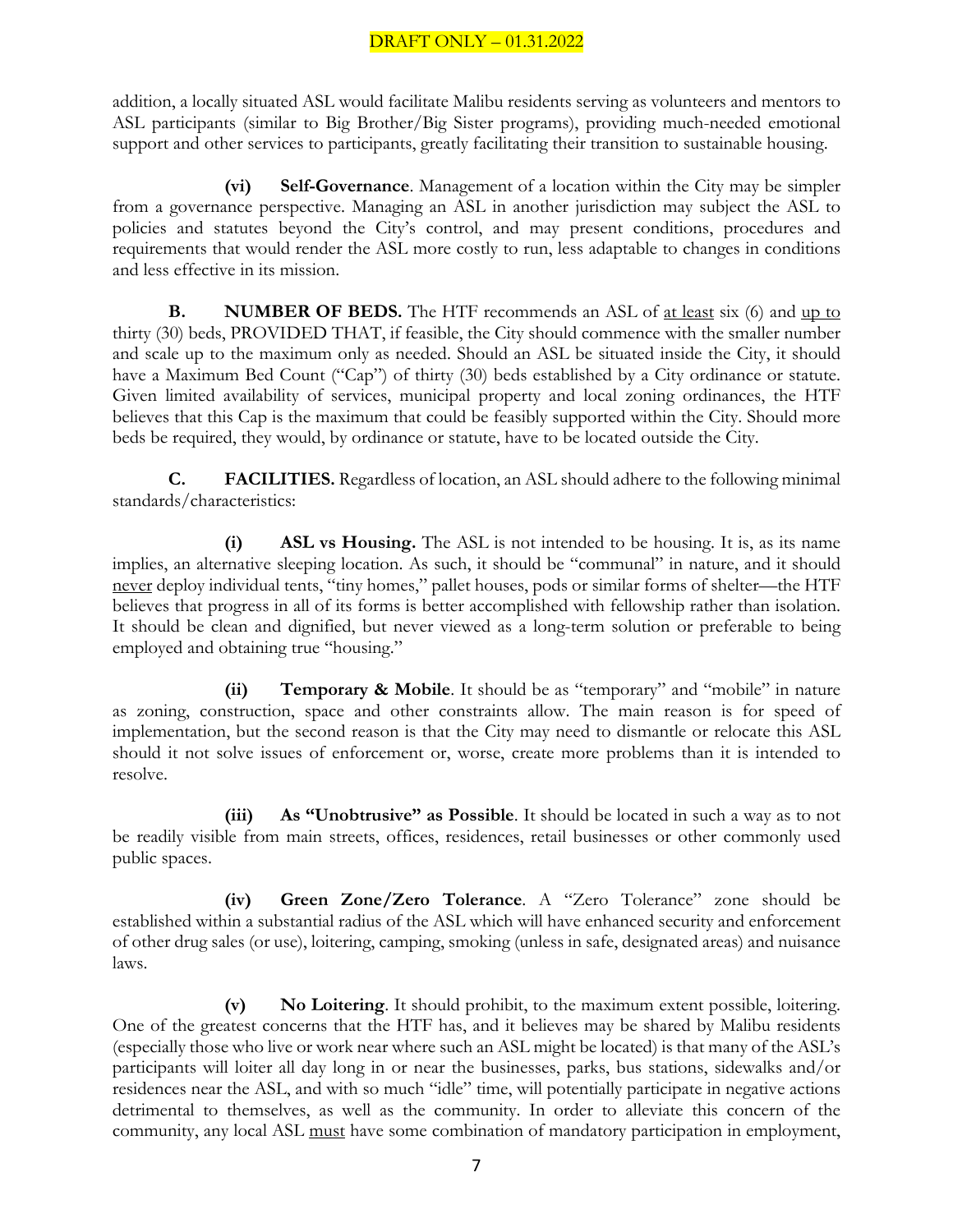addition, a locally situated ASL would facilitate Malibu residents serving as volunteers and mentors to ASL participants (similar to Big Brother/Big Sister programs), providing much-needed emotional support and other services to participants, greatly facilitating their transition to sustainable housing.

**(vi) Self-Governance**. Management of a location within the City may be simpler from a governance perspective. Managing an ASL in another jurisdiction may subject the ASL to policies and statutes beyond the City's control, and may present conditions, procedures and requirements that would render the ASL more costly to run, less adaptable to changes in conditions and less effective in its mission.

**B. NUMBER OF BEDS.** The HTF recommends an ASL of <u>at least</u> six (6) and <u>up to</u> thirty (30) beds, PROVIDED THAT, if feasible, the City should commence with the smaller number and scale up to the maximum only as needed. Should an ASL be situated inside the City, it should have a Maximum Bed Count ("Cap") of thirty (30) beds established by a City ordinance or statute. Given limited availability of services, municipal property and local zoning ordinances, the HTF believes that this Cap is the maximum that could be feasibly supported within the City. Should more beds be required, they would, by ordinance or statute, have to be located outside the City.

**C. FACILITIES.** Regardless of location, an ASL should adhere to the following minimal standards/characteristics:

**(i) ASL vs Housing.** The ASL is not intended to be housing. It is, as its name implies, an alternative sleeping location. As such, it should be "communal" in nature, and it should <u>never</u> deploy individual tents, "tiny homes," pallet houses, pods or similar forms of shelter—the HTF believes that progress in all of its forms is better accomplished with fellowship rather than isolation. It should be clean and dignified, but never viewed as a long-term solution or preferable to being employed and obtaining true "housing."

**(ii) Temporary & Mobile**. It should be as "temporary" and "mobile" in nature as zoning, construction, space and other constraints allow. The main reason is for speed of implementation, but the second reason is that the City may need to dismantle or relocate this ASL should it not solve issues of enforcement or, worse, create more problems than it is intended to resolve.

**(iii) As "Unobtrusive" as Possible**. It should be located in such a way as to not be readily visible from main streets, offices, residences, retail businesses or other commonly used public spaces.

**(iv) Green Zone/Zero Tolerance**. A "Zero Tolerance" zone should be established within a substantial radius of the ASL which will have enhanced security and enforcement of other drug sales (or use), loitering, camping, smoking (unless in safe, designated areas) and nuisance laws.

**(v) No Loitering**. It should prohibit, to the maximum extent possible, loitering. One of the greatest concerns that the HTF has, and it believes may be shared by Malibu residents (especially those who live or work near where such an ASL might be located) is that many of the ASL's participants will loiter all day long in or near the businesses, parks, bus stations, sidewalks and/or residences near the ASL, and with so much "idle" time, will potentially participate in negative actions detrimental to themselves, as well as the community. In order to alleviate this concern of the community, any local ASL <u>must</u> have some combination of mandatory participation in employment,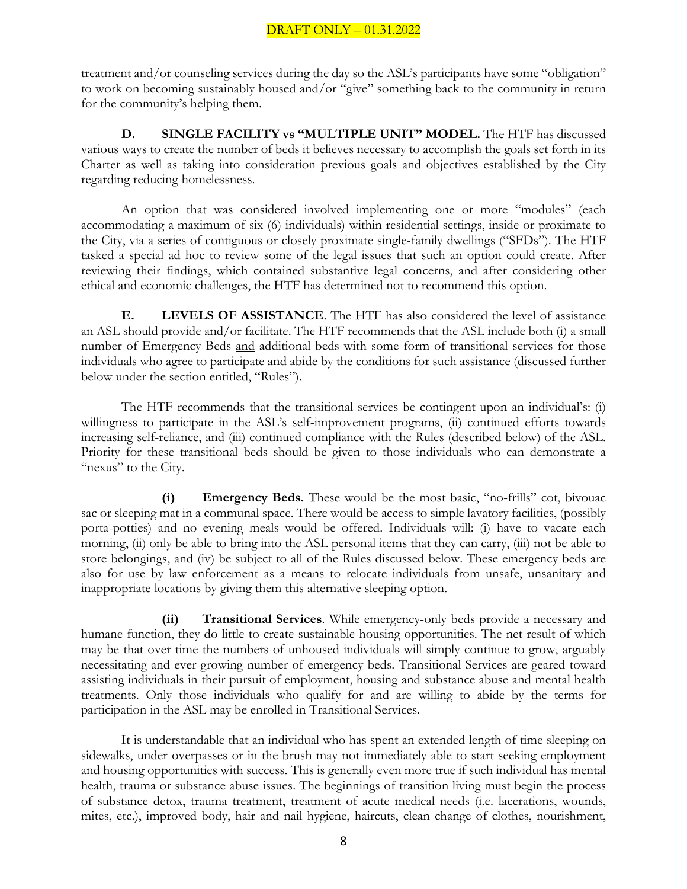treatment and/or counseling services during the day so the ASL's participants have some "obligation" to work on becoming sustainably housed and/or "give" something back to the community in return for the community's helping them.

**D. SINGLE FACILITY vs "MULTIPLE UNIT" MODEL.** The HTF has discussed various ways to create the number of beds it believes necessary to accomplish the goals set forth in its Charter as well as taking into consideration previous goals and objectives established by the City regarding reducing homelessness.

An option that was considered involved implementing one or more "modules" (each accommodating a maximum of six (6) individuals) within residential settings, inside or proximate to the City, via a series of contiguous or closely proximate single-family dwellings ("SFDs"). The HTF tasked a special ad hoc to review some of the legal issues that such an option could create. After reviewing their findings, which contained substantive legal concerns, and after considering other ethical and economic challenges, the HTF has determined not to recommend this option.

**E. LEVELS OF ASSISTANCE**. The HTF has also considered the level of assistance an ASL should provide and/or facilitate. The HTF recommends that the ASL include both (i) a small number of Emergency Beds and additional beds with some form of transitional services for those individuals who agree to participate and abide by the conditions for such assistance (discussed further below under the section entitled, "Rules").

The HTF recommends that the transitional services be contingent upon an individual's: (i) willingness to participate in the ASL's self-improvement programs, (ii) continued efforts towards increasing self-reliance, and (iii) continued compliance with the Rules (described below) of the ASL. Priority for these transitional beds should be given to those individuals who can demonstrate a "nexus" to the City.

**(i) Emergency Beds.** These would be the most basic, "no-frills" cot, bivouac sac or sleeping mat in a communal space. There would be access to simple lavatory facilities, (possibly porta-potties) and no evening meals would be offered. Individuals will: (i) have to vacate each morning, (ii) only be able to bring into the ASL personal items that they can carry, (iii) not be able to store belongings, and (iv) be subject to all of the Rules discussed below. These emergency beds are also for use by law enforcement as a means to relocate individuals from unsafe, unsanitary and inappropriate locations by giving them this alternative sleeping option.

**(ii) Transitional Services**. While emergency-only beds provide a necessary and humane function, they do little to create sustainable housing opportunities. The net result of which may be that over time the numbers of unhoused individuals will simply continue to grow, arguably necessitating and ever-growing number of emergency beds. Transitional Services are geared toward assisting individuals in their pursuit of employment, housing and substance abuse and mental health treatments. Only those individuals who qualify for and are willing to abide by the terms for participation in the ASL may be enrolled in Transitional Services.

It is understandable that an individual who has spent an extended length of time sleeping on sidewalks, under overpasses or in the brush may not immediately able to start seeking employment and housing opportunities with success. This is generally even more true if such individual has mental health, trauma or substance abuse issues. The beginnings of transition living must begin the process of substance detox, trauma treatment, treatment of acute medical needs (i.e. lacerations, wounds, mites, etc.), improved body, hair and nail hygiene, haircuts, clean change of clothes, nourishment,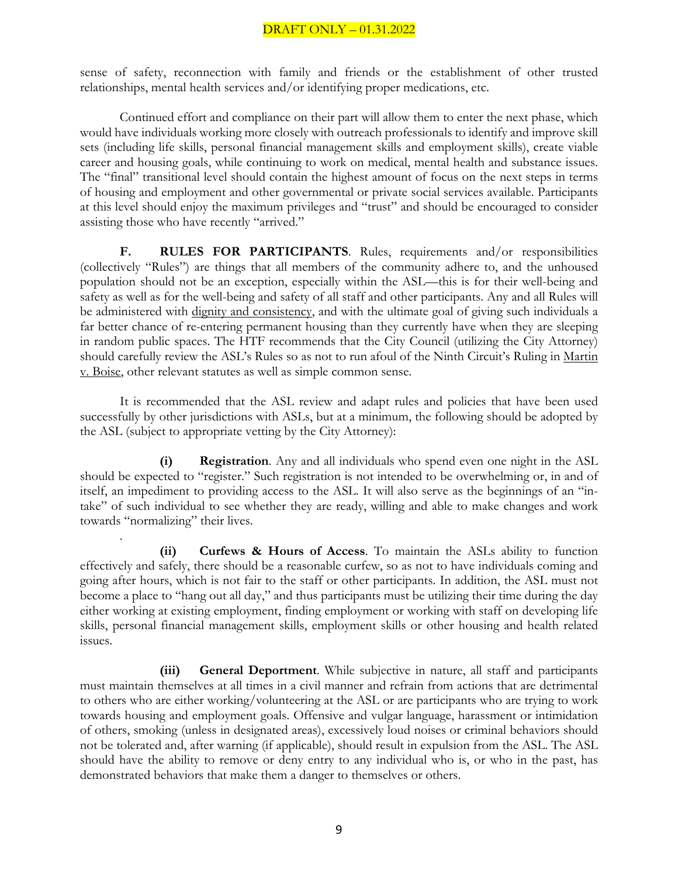sense of safety, reconnection with family and friends or the establishment of other trusted relationships, mental health services and/or identifying proper medications, etc.

Continued effort and compliance on their part will allow them to enter the next phase, which would have individuals working more closely with outreach professionals to identify and improve skill sets (including life skills, personal financial management skills and employment skills), create viable career and housing goals, while continuing to work on medical, mental health and substance issues. The "final" transitional level should contain the highest amount of focus on the next steps in terms of housing and employment and other governmental or private social services available. Participants at this level should enjoy the maximum privileges and "trust" and should be encouraged to consider assisting those who have recently "arrived."

**F. RULES FOR PARTICIPANTS**. Rules, requirements and/or responsibilities (collectively "Rules") are things that all members of the community adhere to, and the unhoused population should not be an exception, especially within the ASL—this is for their well-being and safety as well as for the well-being and safety of all staff and other participants. Any and all Rules will be administered with dignity and consistency, and with the ultimate goal of giving such individuals a far better chance of re-entering permanent housing than they currently have when they are sleeping in random public spaces. The HTF recommends that the City Council (utilizing the City Attorney) should carefully review the ASL's Rules so as not to run afoul of the Ninth Circuit's Ruling in Martin v. Boise, other relevant statutes as well as simple common sense.

It is recommended that the ASL review and adapt rules and policies that have been used successfully by other jurisdictions with ASLs, but at a minimum, the following should be adopted by the ASL (subject to appropriate vetting by the City Attorney):

**(i) Registration**. Any and all individuals who spend even one night in the ASL should be expected to "register." Such registration is not intended to be overwhelming or, in and of itself, an impediment to providing access to the ASL. It will also serve as the beginnings of an "in-take" of such individual to see whether they are ready, willing and able to make changes and work towards "normalizing" their lives.

**(ii) Curfews & Hours of Access**. To maintain the ASLs ability to function effectively and safely, there should be a reasonable curfew, so as not to have individuals coming and going after hours, which is not fair to the staff or other participants. In addition, the ASL must not become a place to "hang out all day," and thus participants must be utilizing their time during the day either working at existing employment, finding employment or working with staff on developing life skills, personal financial management skills, employment skills or other housing and health related issues.

**(iii) General Deportment**. While subjective in nature, all staff and participants must maintain themselves at all times in a civil manner and refrain from actions that are detrimental to others who are either working/volunteering at the ASL or are participants who are trying to work towards housing and employment goals. Offensive and vulgar language, harassment or intimidation of others, smoking (unless in designated areas), excessively loud noises or criminal behaviors should not be tolerated and, after warning (if applicable), should result in expulsion from the ASL. The ASL should have the ability to remove or deny entry to any individual who is, or who in the past, has demonstrated behaviors that make them a danger to themselves or others.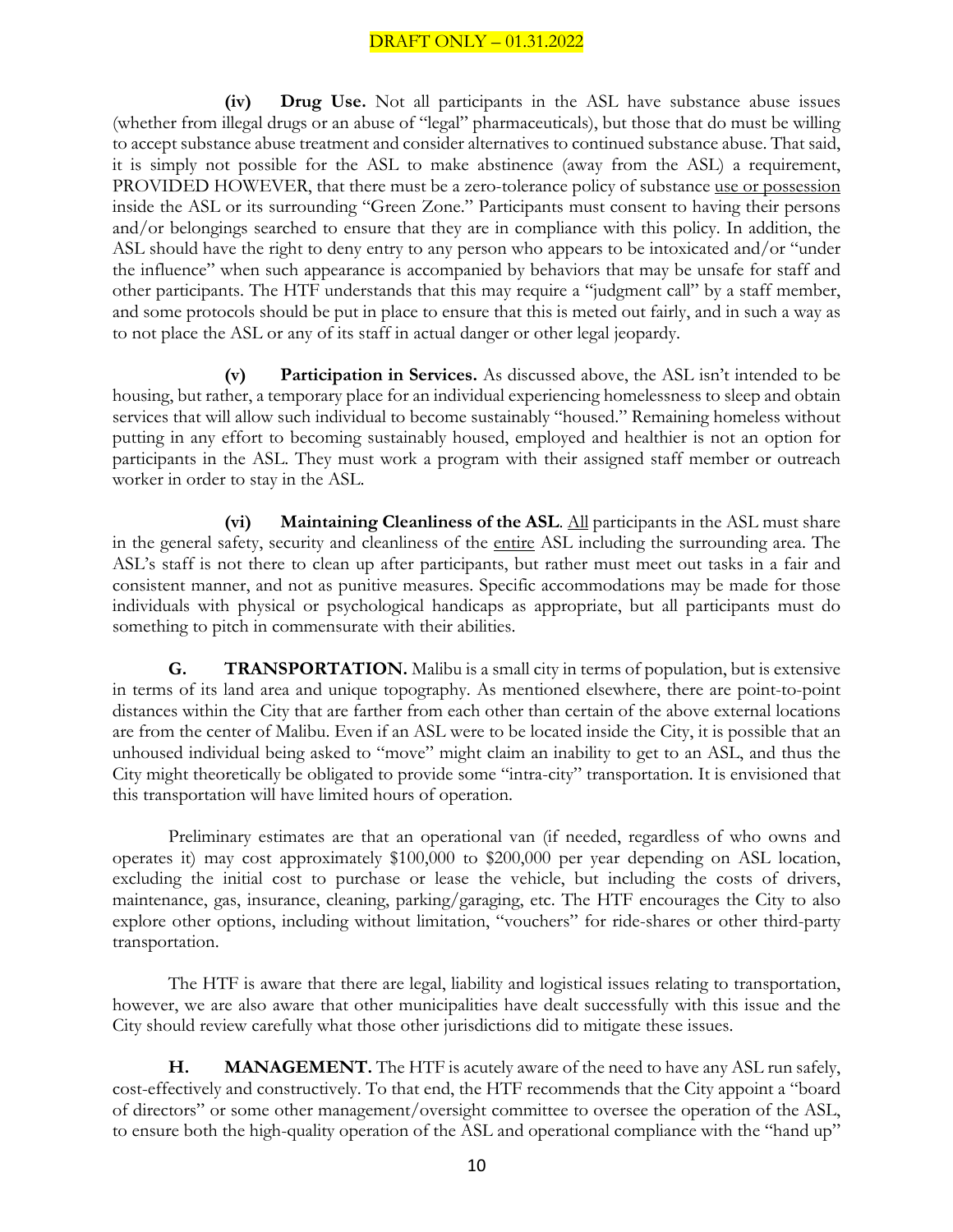**(iv) Drug Use.** Not all participants in the ASL have substance abuse issues (whether from illegal drugs or an abuse of "legal" pharmaceuticals), but those that do must be willing to accept substance abuse treatment and consider alternatives to continued substance abuse. That said, it is simply not possible for the ASL to make abstinence (away from the ASL) a requirement, PROVIDED HOWEVER, that there must be a zero-tolerance policy of substance <u>use or possession</u> inside the ASL or its surrounding "Green Zone." Participants must consent to having their persons and/or belongings searched to ensure that they are in compliance with this policy. In addition, the ASL should have the right to deny entry to any person who appears to be intoxicated and/or "under the influence" when such appearance is accompanied by behaviors that may be unsafe for staff and other participants. The HTF understands that this may require a "judgment call" by a staff member, and some protocols should be put in place to ensure that this is meted out fairly, and in such a way as to not place the ASL or any of its staff in actual danger or other legal jeopardy.

**(v) Participation in Services.** As discussed above, the ASL isn't intended to be housing, but rather, a temporary place for an individual experiencing homelessness to sleep and obtain services that will allow such individual to become sustainably "housed." Remaining homeless without putting in any effort to becoming sustainably housed, employed and healthier is not an option for participants in the ASL. They must work a program with their assigned staff member or outreach worker in order to stay in the ASL.

**(vi) Maintaining Cleanliness of the ASL.** <u>All</u> participants in the ASL must share in the general safety, security and cleanliness of the <u>entire</u> ASL including the surrounding area. The ASL's staff is not there to clean up after participants, but rather must meet out tasks in a fair and consistent manner, and not as punitive measures. Specific accommodations may be made for those individuals with physical or psychological handicaps as appropriate, but all participants must do something to pitch in commensurate with their abilities.

**G. TRANSPORTATION.** Malibu is a small city in terms of population, but is extensive in terms of its land area and unique topography. As mentioned elsewhere, there are point-to-point distances within the City that are farther from each other than certain of the above external locations are from the center of Malibu. Even if an ASL were to be located inside the City, it is possible that an unhoused individual being asked to "move" might claim an inability to get to an ASL, and thus the City might theoretically be obligated to provide some "intra-city" transportation. It is envisioned that this transportation will have limited hours of operation.

Preliminary estimates are that an operational van (if needed, regardless of who owns and operates it) may cost approximately \$100,000 to \$200,000 per year depending on ASL location, excluding the initial cost to purchase or lease the vehicle, but including the costs of drivers, maintenance, gas, insurance, cleaning, parking/garaging, etc. The HTF encourages the City to also explore other options, including without limitation, "vouchers" for ride-shares or other third-party transportation.

The HTF is aware that there are legal, liability and logistical issues relating to transportation, however, we are also aware that other municipalities have dealt successfully with this issue and the City should review carefully what those other jurisdictions did to mitigate these issues.

**H. MANAGEMENT.** The HTF is acutely aware of the need to have any ASL run safely, cost-effectively and constructively. To that end, the HTF recommends that the City appoint a "board of directors" or some other management/oversight committee to oversee the operation of the ASL, to ensure both the high-quality operation of the ASL and operational compliance with the "hand up"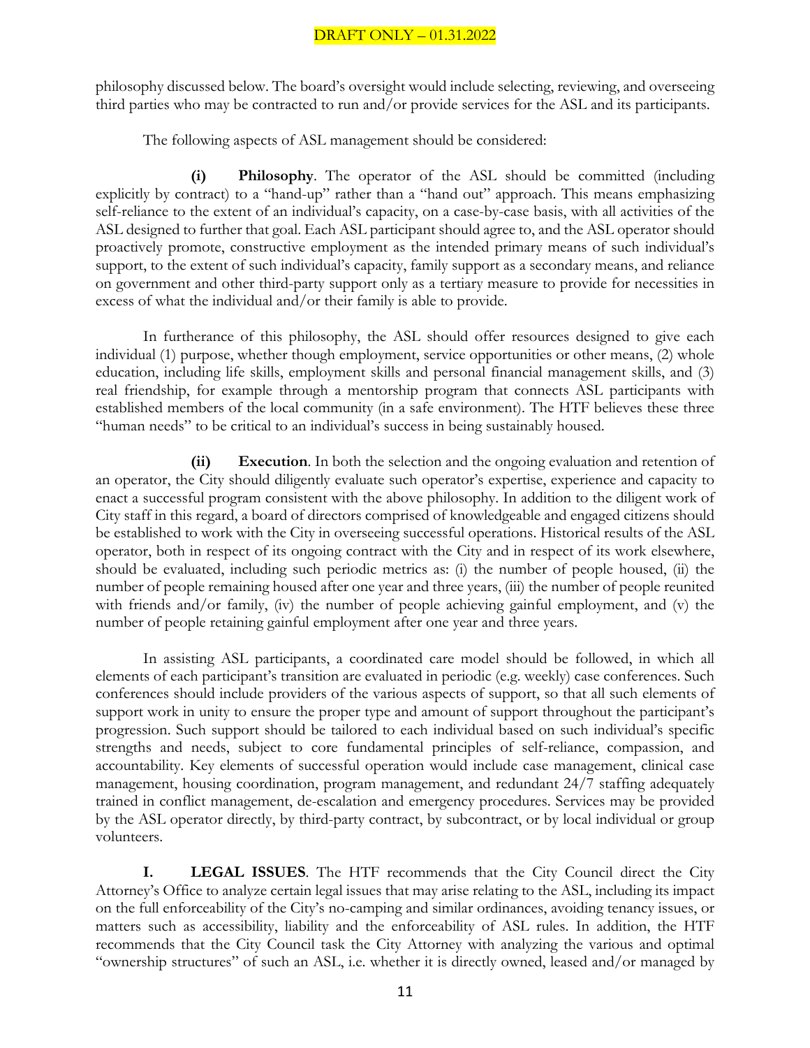philosophy discussed below. The board's oversight would include selecting, reviewing, and overseeing third parties who may be contracted to run and/or provide services for the ASL and its participants.

The following aspects of ASL management should be considered:

**(i) Philosophy**. The operator of the ASL should be committed (including explicitly by contract) to a "hand-up" rather than a "hand out" approach. This means emphasizing self-reliance to the extent of an individual's capacity, on a case-by-case basis, with all activities of the ASL designed to further that goal. Each ASL participant should agree to, and the ASL operator should proactively promote, constructive employment as the intended primary means of such individual's support, to the extent of such individual's capacity, family support as a secondary means, and reliance on government and other third-party support only as a tertiary measure to provide for necessities in excess of what the individual and/or their family is able to provide.

In furtherance of this philosophy, the ASL should offer resources designed to give each individual (1) purpose, whether though employment, service opportunities or other means, (2) whole education, including life skills, employment skills and personal financial management skills, and (3) real friendship, for example through a mentorship program that connects ASL participants with established members of the local community (in a safe environment). The HTF believes these three "human needs" to be critical to an individual's success in being sustainably housed.

**(ii) Execution**. In both the selection and the ongoing evaluation and retention of an operator, the City should diligently evaluate such operator's expertise, experience and capacity to enact a successful program consistent with the above philosophy. In addition to the diligent work of City staff in this regard, a board of directors comprised of knowledgeable and engaged citizens should be established to work with the City in overseeing successful operations. Historical results of the ASL operator, both in respect of its ongoing contract with the City and in respect of its work elsewhere, should be evaluated, including such periodic metrics as: (i) the number of people housed, (ii) the number of people remaining housed after one year and three years, (iii) the number of people reunited with friends and/or family, (iv) the number of people achieving gainful employment, and (v) the number of people retaining gainful employment after one year and three years.

In assisting ASL participants, a coordinated care model should be followed, in which all elements of each participant's transition are evaluated in periodic (e.g. weekly) case conferences. Such conferences should include providers of the various aspects of support, so that all such elements of support work in unity to ensure the proper type and amount of support throughout the participant's progression. Such support should be tailored to each individual based on such individual's specific strengths and needs, subject to core fundamental principles of self-reliance, compassion, and accountability. Key elements of successful operation would include case management, clinical case management, housing coordination, program management, and redundant 24/7 staffing adequately trained in conflict management, de-escalation and emergency procedures. Services may be provided by the ASL operator directly, by third-party contract, by subcontract, or by local individual or group volunteers.

**I. LEGAL ISSUES**. The HTF recommends that the City Council direct the City Attorney's Office to analyze certain legal issues that may arise relating to the ASL, including its impact on the full enforceability of the City's no-camping and similar ordinances, avoiding tenancy issues, or matters such as accessibility, liability and the enforceability of ASL rules. In addition, the HTF recommends that the City Council task the City Attorney with analyzing the various and optimal "ownership structures" of such an ASL, i.e. whether it is directly owned, leased and/or managed by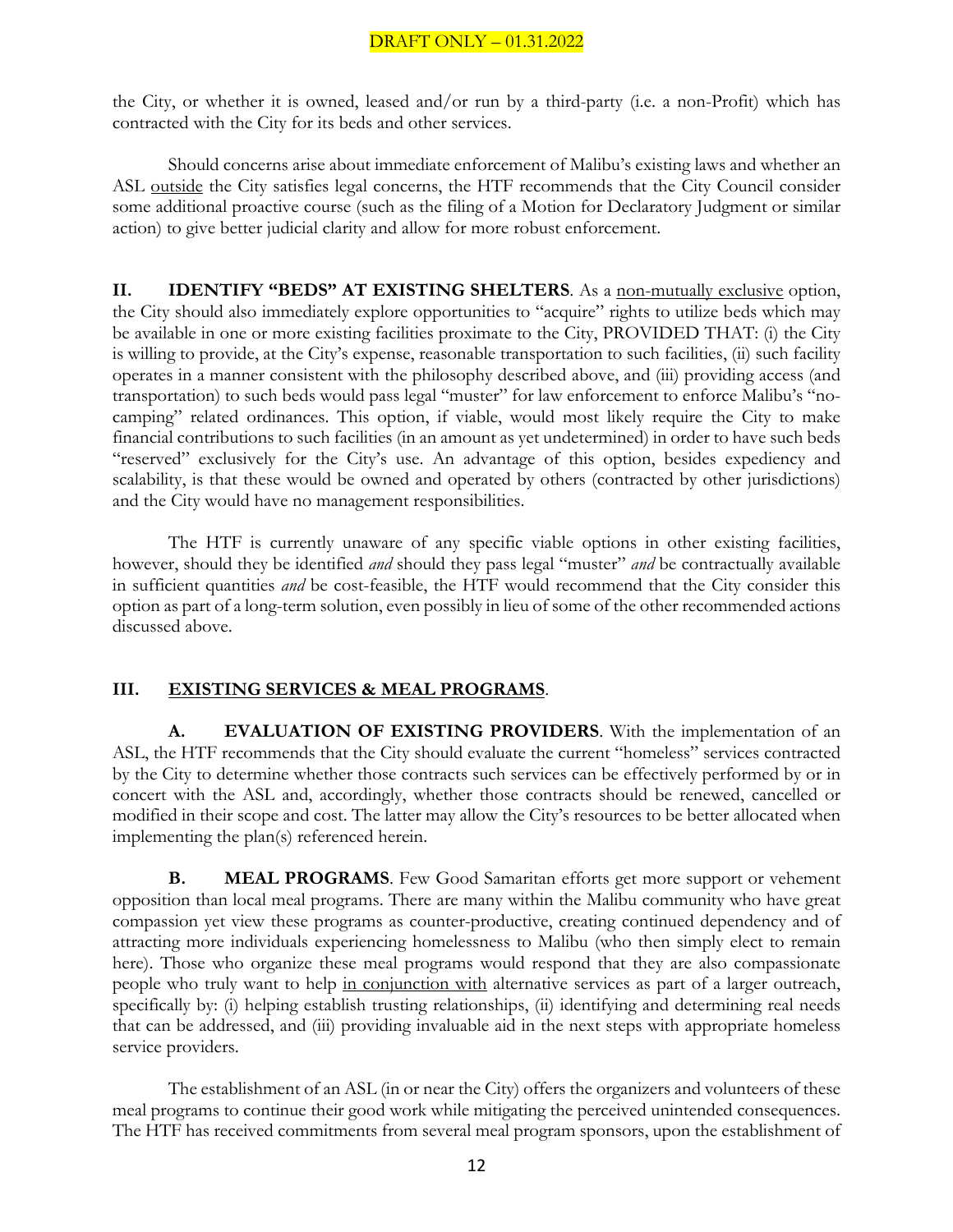the City, or whether it is owned, leased and/or run by a third-party (i.e. a non-Profit) which has contracted with the City for its beds and other services.

Should concerns arise about immediate enforcement of Malibu's existing laws and whether an ASL <u>outside</u> the City satisfies legal concerns, the HTF recommends that the City Council consider some additional proactive course (such as the filing of a Motion for Declaratory Judgment or similar action) to give better judicial clarity and allow for more robust enforcement.

**II. IDENTIFY "BEDS" AT EXISTING SHELTERS**. As a <u>non-mutually exclusive</u> option, the City should also immediately explore opportunities to "acquire" rights to utilize beds which may be available in one or more existing facilities proximate to the City, PROVIDED THAT: (i) the City is willing to provide, at the City's expense, reasonable transportation to such facilities, (ii) such facility operates in a manner consistent with the philosophy described above, and (iii) providing access (and transportation) to such beds would pass legal "muster" for law enforcement to enforce Malibu's "no-camping" related ordinances. This option, if viable, would most likely require the City to make financial contributions to such facilities (in an amount as yet undetermined) in order to have such beds "reserved" exclusively for the City's use. An advantage of this option, besides expediency and scalability, is that these would be owned and operated by others (contracted by other jurisdictions) and the City would have no management responsibilities.

The HTF is currently unaware of any specific viable options in other existing facilities, however, should they be identified *and* should they pass legal "muster" *and* be contractually available in sufficient quantities *and* be cost-feasible, the HTF would recommend that the City consider this option as part of a long-term solution, even possibly in lieu of some of the other recommended actions discussed above.

**III. <u>EXISTING SERVICES & MEAL PROGRAMS</u>**.

**A. EVALUATION OF EXISTING PROVIDERS**. With the implementation of an ASL, the HTF recommends that the City should evaluate the current "homeless" services contracted by the City to determine whether those contracts such services can be effectively performed by or in concert with the ASL and, accordingly, whether those contracts should be renewed, cancelled or modified in their scope and cost. The latter may allow the City's resources to be better allocated when implementing the plan(s) referenced herein.

**B. MEAL PROGRAMS**. Few Good Samaritan efforts get more support or vehement opposition than local meal programs. There are many within the Malibu community who have great compassion yet view these programs as counter-productive, creating continued dependency and of attracting more individuals experiencing homelessness to Malibu (who then simply elect to remain here). Those who organize these meal programs would respond that they are also compassionate people who truly want to help <u>in conjunction with</u> alternative services as part of a larger outreach, specifically by: (i) helping establish trusting relationships, (ii) identifying and determining real needs that can be addressed, and (iii) providing invaluable aid in the next steps with appropriate homeless service providers.

The establishment of an ASL (in or near the City) offers the organizers and volunteers of these meal programs to continue their good work while mitigating the perceived unintended consequences. The HTF has received commitments from several meal program sponsors, upon the establishment of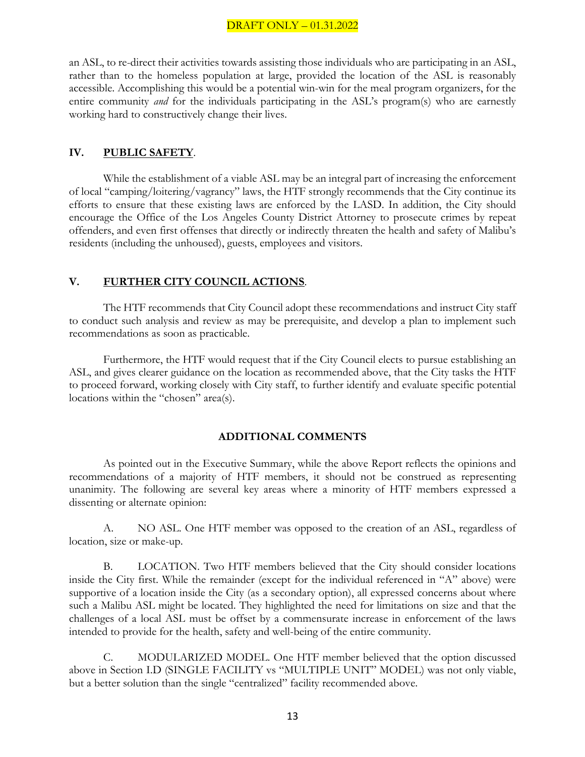an ASL, to re-direct their activities towards assisting those individuals who are participating in an ASL, rather than to the homeless population at large, provided the location of the ASL is reasonably accessible. Accomplishing this would be a potential win-win for the meal program organizers, for the entire community *and* for the individuals participating in the ASL's program(s) who are earnestly working hard to constructively change their lives.

## IV. **PUBLIC SAFETY**.

While the establishment of a viable ASL may be an integral part of increasing the enforcement of local "camping/loitering/vagrancy" laws, the HTF strongly recommends that the City continue its efforts to ensure that these existing laws are enforced by the LASD. In addition, the City should encourage the Office of the Los Angeles County District Attorney to prosecute crimes by repeat offenders, and even first offenses that directly or indirectly threaten the health and safety of Malibu's residents (including the unhoused), guests, employees and visitors.

## V. **FURTHER CITY COUNCIL ACTIONS**.

The HTF recommends that City Council adopt these recommendations and instruct City staff to conduct such analysis and review as may be prerequisite, and develop a plan to implement such recommendations as soon as practicable.

Furthermore, the HTF would request that if the City Council elects to pursue establishing an ASL, and gives clearer guidance on the location as recommended above, that the City tasks the HTF to proceed forward, working closely with City staff, to further identify and evaluate specific potential locations within the "chosen" area(s).

## ADDITIONAL COMMENTS

As pointed out in the Executive Summary, while the above Report reflects the opinions and recommendations of a majority of HTF members, it should not be construed as representing unanimity. The following are several key areas where a minority of HTF members expressed a dissenting or alternate opinion:

A. NO ASL. One HTF member was opposed to the creation of an ASL, regardless of location, size or make-up.

B. LOCATION. Two HTF members believed that the City should consider locations inside the City first. While the remainder (except for the individual referenced in "A" above) were supportive of a location inside the City (as a secondary option), all expressed concerns about where such a Malibu ASL might be located. They highlighted the need for limitations on size and that the challenges of a local ASL must be offset by a commensurate increase in enforcement of the laws intended to provide for the health, safety and well-being of the entire community.

C. MODULARIZED MODEL. One HTF member believed that the option discussed above in Section I.D (SINGLE FACILITY vs "MULTIPLE UNIT" MODEL) was not only viable, but a better solution than the single "centralized" facility recommended above.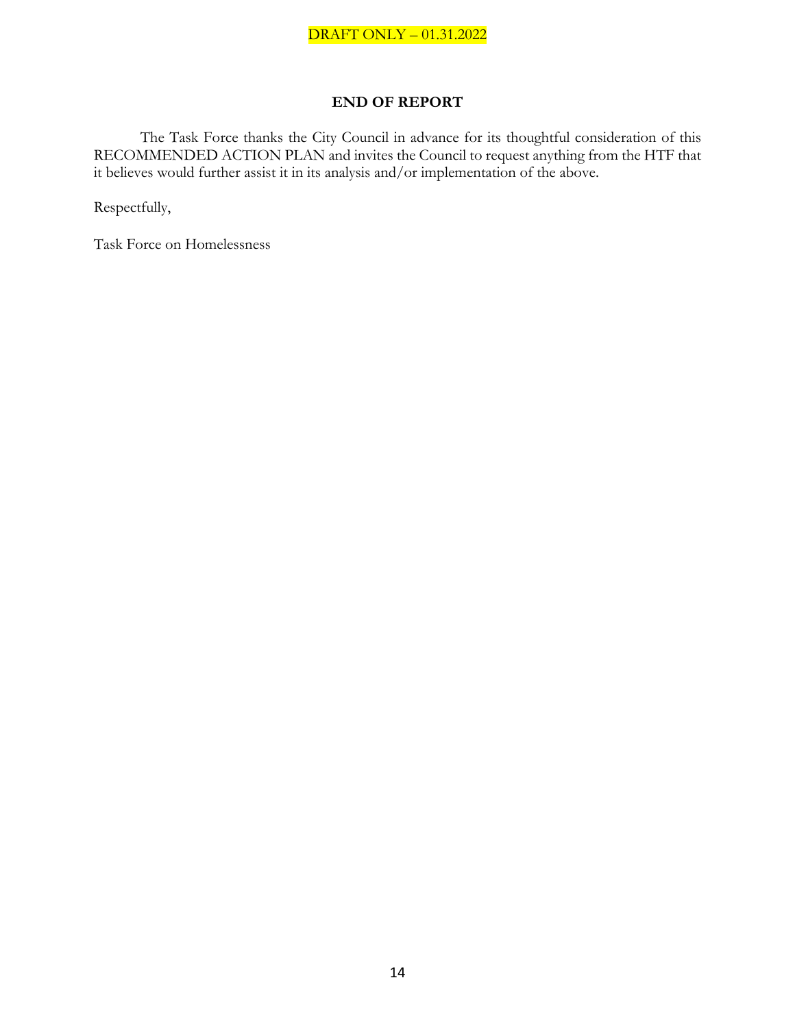### END OF REPORT

The Task Force thanks the City Council in advance for its thoughtful consideration of this RECOMMENDED ACTION PLAN and invites the Council to request anything from the HTF that it believes would further assist it in its analysis and/or implementation of the above.

Respectfully,

Task Force on Homelessness